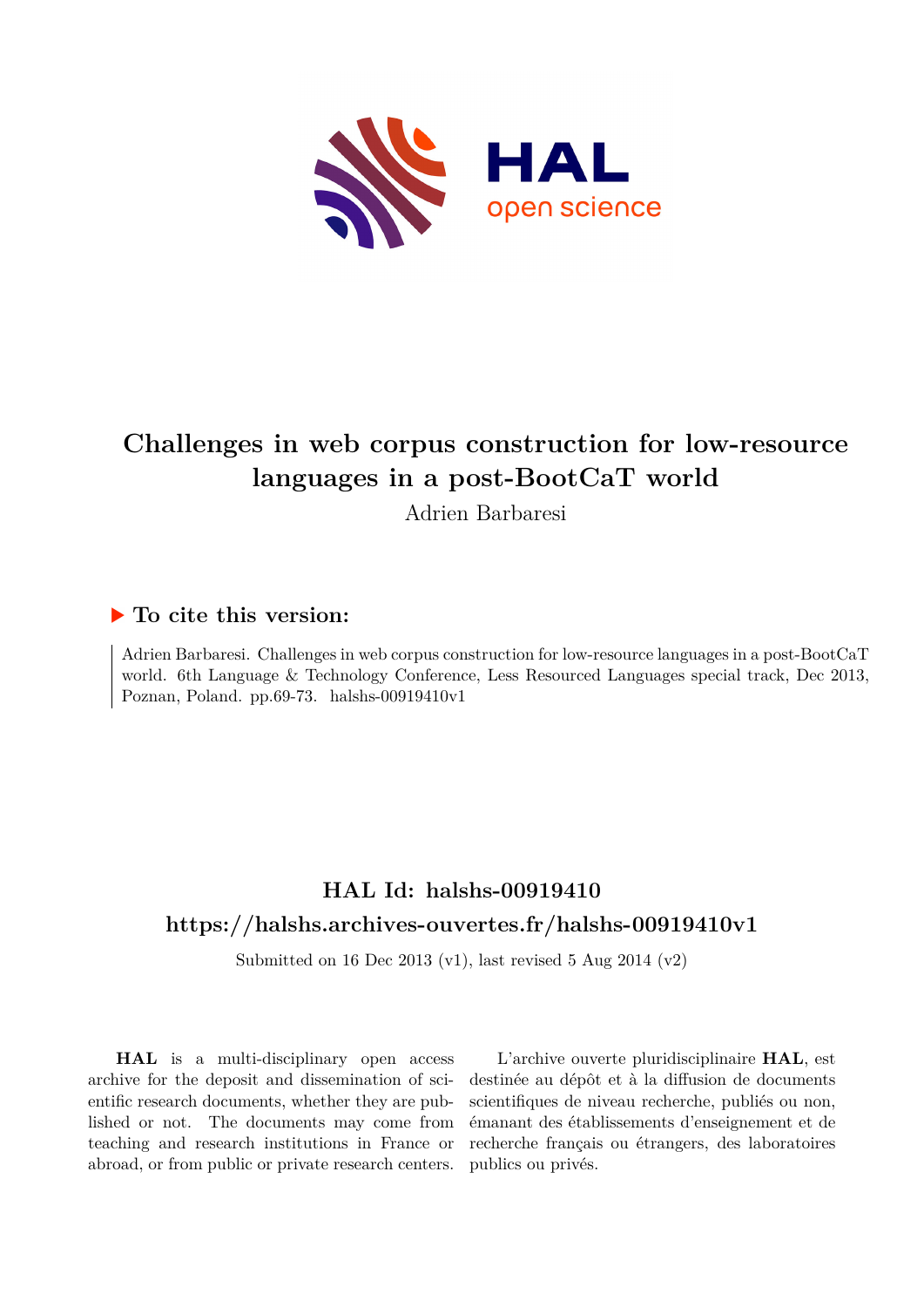# Challenges in web corpus construction for low-resource languages in a post-BootCaT world

Adrien Barbaresi

## ▶ To cite this version:

Adrien Barbaresi. Challenges in web corpus construction for low-resource languages in a post-BootCaT world. 6th Language & Technology Conference, Less Resourced Languages special track, Dec 2013, Poznan, Poland. pp.69-73. halshs-00919410v1

## HAL Id: halshs-00919410

## https://halshs.archives-ouvertes.fr/halshs-00919410v1

Submitted on 16 Dec 2013 (v1), last revised 5 Aug 2014 (v2)

**HAL** is a multi-disciplinary open access archive for the deposit and dissemination of scientific research documents, whether they are published or not. The documents may come from teaching and research institutions in France or abroad, or from public or private research centers.

L'archive ouverte pluridisciplinaire **HAL**, est destinée au dépôt et à la diffusion de documents scientifiques de niveau recherche, publiés ou non, émanant des établissements d'enseignement et de recherche français ou étrangers, des laboratoires publics ou privés.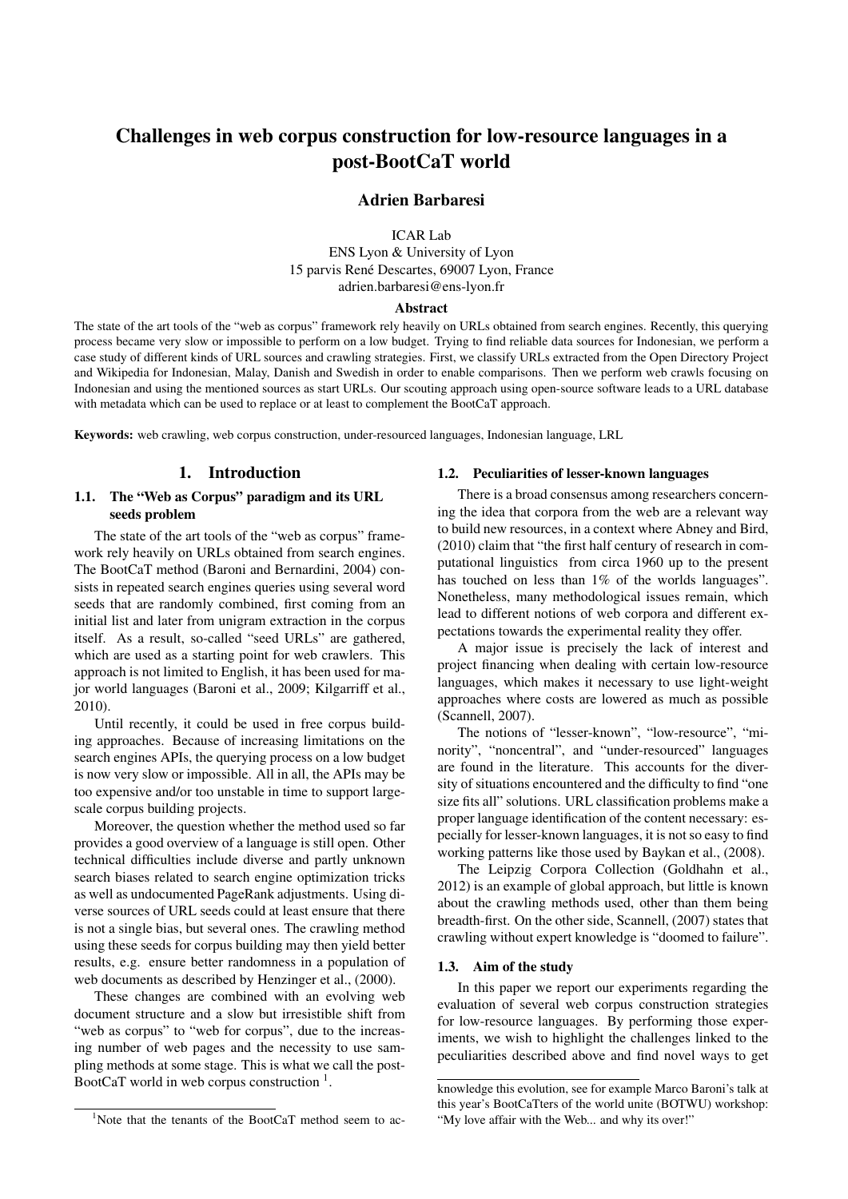# Challenges in web corpus construction for low-resource languages in a post-BootCaT world

## Adrien Barbaresi

ICAR Lab
ENS Lyon & University of Lyon
15 parvis René Descartes, 69007 Lyon, France
adrien.barbaresi@ens-lyon.fr

### Abstract

The state of the art tools of the "web as corpus" framework rely heavily on URLs obtained from search engines. Recently, this querying process became very slow or impossible to perform on a low budget. Trying to find reliable data sources for Indonesian, we perform a case study of different kinds of URL sources and crawling strategies. First, we classify URLs extracted from the Open Directory Project and Wikipedia for Indonesian, Malay, Danish and Swedish in order to enable comparisons. Then we perform web crawls focusing on Indonesian and using the mentioned sources as start URLs. Our scouting approach using open-source software leads to a URL database with metadata which can be used to replace or at least to complement the BootCaT approach.

**Keywords:** web crawling, web corpus construction, under-resourced languages, Indonesian language, LRL

## 1. Introduction

### 1.1. The "Web as Corpus" paradigm and its URL seeds problem

The state of the art tools of the "web as corpus" framework rely heavily on URLs obtained from search engines. The BootCaT method (Baroni and Bernardini, 2004) consists in repeated search engines queries using several word seeds that are randomly combined, first coming from an initial list and later from unigram extraction in the corpus itself. As a result, so-called "seed URLs" are gathered, which are used as a starting point for web crawlers. This approach is not limited to English, it has been used for major world languages (Baroni et al., 2009; Kilgarriff et al., 2010).

Until recently, it could be used in free corpus building approaches. Because of increasing limitations on the search engines APIs, the querying process on a low budget is now very slow or impossible. All in all, the APIs may be too expensive and/or too unstable in time to support large-scale corpus building projects.

Moreover, the question whether the method used so far provides a good overview of a language is still open. Other technical difficulties include diverse and partly unknown search biases related to search engine optimization tricks as well as undocumented PageRank adjustments. Using diverse sources of URL seeds could at least ensure that there is not a single bias, but several ones. The crawling method using these seeds for corpus building may then yield better results, e.g. ensure better randomness in a population of web documents as described by Henzinger et al., (2000).

These changes are combined with an evolving web document structure and a slow but irresistible shift from "web as corpus" to "web for corpus", due to the increasing number of web pages and the necessity to use sampling methods at some stage. This is what we call the post-BootCaT world in web corpus construction [1].

### 1.2. Peculiarities of lesser-known languages

There is a broad consensus among researchers concerning the idea that corpora from the web are a relevant way to build new resources, in a context where Abney and Bird, (2010) claim that "the first half century of research in computational linguistics from circa 1960 up to the present has touched on less than 1% of the worlds languages". Nonetheless, many methodological issues remain, which lead to different notions of web corpora and different expectations towards the experimental reality they offer.

A major issue is precisely the lack of interest and project financing when dealing with certain low-resource languages, which makes it necessary to use light-weight approaches where costs are lowered as much as possible (Scannell, 2007).

The notions of "lesser-known", "low-resource", "minority", "noncentral", and "under-resourced" languages are found in the literature. This accounts for the diversity of situations encountered and the difficulty to find "one size fits all" solutions. URL classification problems make a proper language identification of the content necessary: especially for lesser-known languages, it is not so easy to find working patterns like those used by Baykan et al., (2008).

The Leipzig Corpora Collection (Goldhahn et al., 2012) is an example of global approach, but little is known about the crawling methods used, other than them being breadth-first. On the other side, Scannell, (2007) states that crawling without expert knowledge is "doomed to failure".

### 1.3. Aim of the study

In this paper we report our experiments regarding the evaluation of several web corpus construction strategies for low-resource languages. By performing those experiments, we wish to highlight the challenges linked to the peculiarities described above and find novel ways to get

[1] Note that the tenants of the BootCaT method seem to acknowledge this evolution, see for example Marco Baroni's talk at this year's BootCaTters of the world unite (BOTWU) workshop: "My love affair with the Web... and why its over!"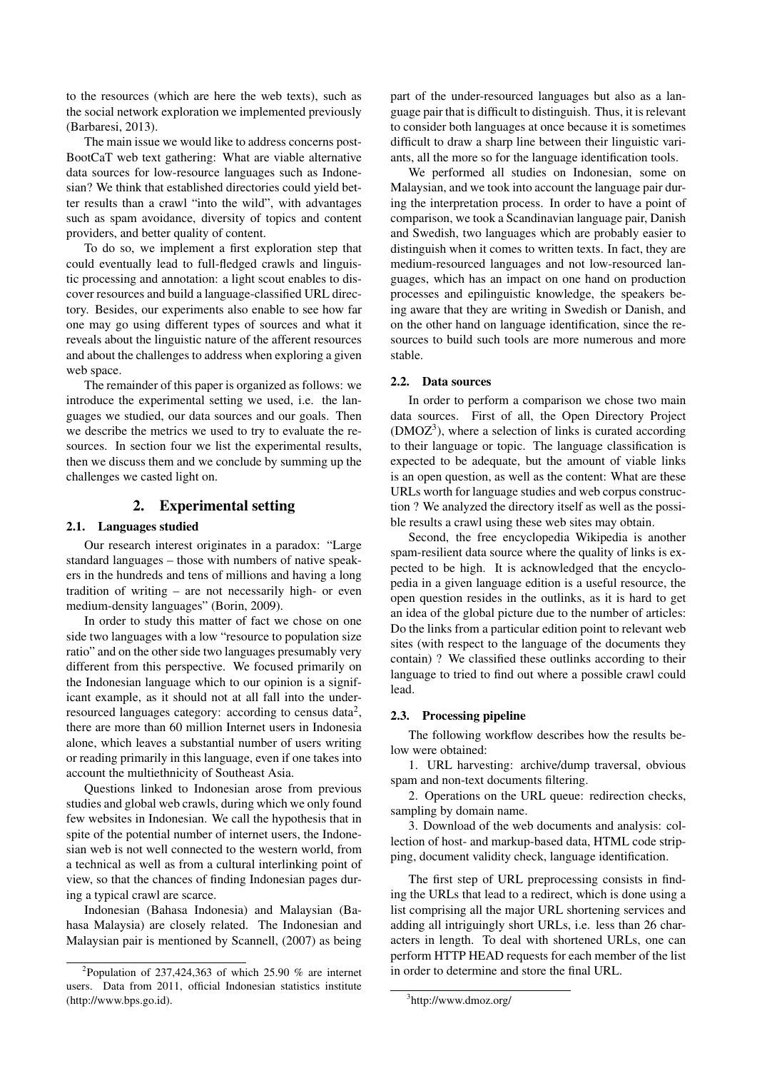to the resources (which are here the web texts), such as the social network exploration we implemented previously (Barbaresi, 2013).

The main issue we would like to address concerns post-BootCaT web text gathering: What are viable alternative data sources for low-resource languages such as Indonesian? We think that established directories could yield better results than a crawl "into the wild", with advantages such as spam avoidance, diversity of topics and content providers, and better quality of content.

To do so, we implement a first exploration step that could eventually lead to full-fledged crawls and linguistic processing and annotation: a light scout enables to discover resources and build a language-classified URL directory. Besides, our experiments also enable to see how far one may go using different types of sources and what it reveals about the linguistic nature of the afferent resources and about the challenges to address when exploring a given web space.

The remainder of this paper is organized as follows: we introduce the experimental setting we used, i.e. the languages we studied, our data sources and our goals. Then we describe the metrics we used to try to evaluate the resources. In section four we list the experimental results, then we discuss them and we conclude by summing up the challenges we casted light on.

## 2. Experimental setting

### 2.1. Languages studied

Our research interest originates in a paradox: "Large standard languages – those with numbers of native speakers in the hundreds and tens of millions and having a long tradition of writing – are not necessarily high- or even medium-density languages" (Borin, 2009).

In order to study this matter of fact we chose on one side two languages with a low "resource to population size ratio" and on the other side two languages presumably very different from this perspective. We focused primarily on the Indonesian language which to our opinion is a significant example, as it should not at all fall into the under-resourced languages category: according to census data[2], there are more than 60 million Internet users in Indonesia alone, which leaves a substantial number of users writing or reading primarily in this language, even if one takes into account the multiethnicity of Southeast Asia.

Questions linked to Indonesian arose from previous studies and global web crawls, during which we only found few websites in Indonesian. We call the hypothesis that in spite of the potential number of internet users, the Indonesian web is not well connected to the western world, from a technical as well as from a cultural interlinking point of view, so that the chances of finding Indonesian pages during a typical crawl are scarce.

Indonesian (Bahasa Indonesia) and Malaysian (Bahasa Malaysia) are closely related. The Indonesian and Malaysian pair is mentioned by Scannell, (2007) as being part of the under-resourced languages but also as a language pair that is difficult to distinguish. Thus, it is relevant to consider both languages at once because it is sometimes difficult to draw a sharp line between their linguistic variants, all the more so for the language identification tools.

We performed all studies on Indonesian, some on Malaysian, and we took into account the language pair during the interpretation process. In order to have a point of comparison, we took a Scandinavian language pair, Danish and Swedish, two languages which are probably easier to distinguish when it comes to written texts. In fact, they are medium-resourced languages and not low-resourced languages, which has an impact on one hand on production processes and epilinguistic knowledge, the speakers being aware that they are writing in Swedish or Danish, and on the other hand on language identification, since the resources to build such tools are more numerous and more stable.

### 2.2. Data sources

In order to perform a comparison we chose two main data sources. First of all, the Open Directory Project (DMOZ[3]), where a selection of links is curated according to their language or topic. The language classification is expected to be adequate, but the amount of viable links is an open question, as well as the content: What are these URLs worth for language studies and web corpus construction ? We analyzed the directory itself as well as the possible results a crawl using these web sites may obtain.

Second, the free encyclopedia Wikipedia is another spam-resilient data source where the quality of links is expected to be high. It is acknowledged that the encyclopedia in a given language edition is a useful resource, the open question resides in the outlinks, as it is hard to get an idea of the global picture due to the number of articles: Do the links from a particular edition point to relevant web sites (with respect to the language of the documents they contain) ? We classified these outlinks according to their language to tried to find out where a possible crawl could lead.

### 2.3. Processing pipeline

The following workflow describes how the results below were obtained:

1. URL harvesting: archive/dump traversal, obvious spam and non-text documents filtering.

2. Operations on the URL queue: redirection checks, sampling by domain name.

3. Download of the web documents and analysis: collection of host- and markup-based data, HTML code stripping, document validity check, language identification.

The first step of URL preprocessing consists in finding the URLs that lead to a redirect, which is done using a list comprising all the major URL shortening services and adding all intriguingly short URLs, i.e. less than 26 characters in length. To deal with shortened URLs, one can perform HTTP HEAD requests for each member of the list in order to determine and store the final URL.

[2]Population of 237,424,363 of which 25.90 % are internet users. Data from 2011, official Indonesian statistics institute (http://www.bps.go.id).

[3]http://www.dmoz.org/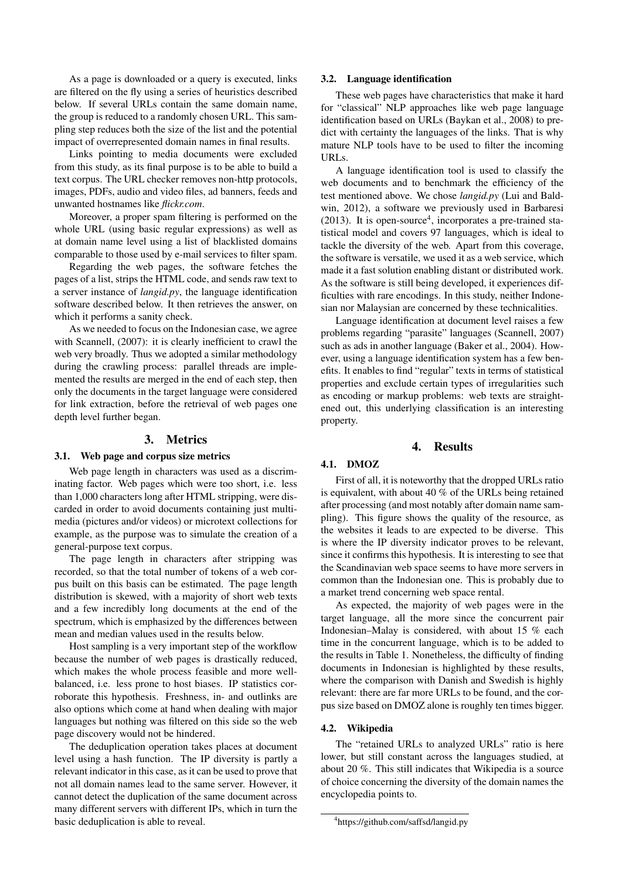As a page is downloaded or a query is executed, links are filtered on the fly using a series of heuristics described below. If several URLs contain the same domain name, the group is reduced to a randomly chosen URL. This sampling step reduces both the size of the list and the potential impact of overrepresented domain names in final results.

Links pointing to media documents were excluded from this study, as its final purpose is to be able to build a text corpus. The URL checker removes non-http protocols, images, PDFs, audio and video files, ad banners, feeds and unwanted hostnames like *flickr.com*.

Moreover, a proper spam filtering is performed on the whole URL (using basic regular expressions) as well as at domain name level using a list of blacklisted domains comparable to those used by e-mail services to filter spam.

Regarding the web pages, the software fetches the pages of a list, strips the HTML code, and sends raw text to a server instance of *langid.py*, the language identification software described below. It then retrieves the answer, on which it performs a sanity check.

As we needed to focus on the Indonesian case, we agree with Scannell, (2007): it is clearly inefficient to crawl the web very broadly. Thus we adopted a similar methodology during the crawling process: parallel threads are implemented the results are merged in the end of each step, then only the documents in the target language were considered for link extraction, before the retrieval of web pages one depth level further began.

## 3. Metrics

### 3.1. Web page and corpus size metrics

Web page length in characters was used as a discriminating factor. Web pages which were too short, i.e. less than 1,000 characters long after HTML stripping, were discarded in order to avoid documents containing just multimedia (pictures and/or videos) or microtext collections for example, as the purpose was to simulate the creation of a general-purpose text corpus.

The page length in characters after stripping was recorded, so that the total number of tokens of a web corpus built on this basis can be estimated. The page length distribution is skewed, with a majority of short web texts and a few incredibly long documents at the end of the spectrum, which is emphasized by the differences between mean and median values used in the results below.

Host sampling is a very important step of the workflow because the number of web pages is drastically reduced, which makes the whole process feasible and more well-balanced, i.e. less prone to host biases. IP statistics corroborate this hypothesis. Freshness, in- and outlinks are also options which come at hand when dealing with major languages but nothing was filtered on this side so the web page discovery would not be hindered.

The deduplication operation takes places at document level using a hash function. The IP diversity is partly a relevant indicator in this case, as it can be used to prove that not all domain names lead to the same server. However, it cannot detect the duplication of the same document across many different servers with different IPs, which in turn the basic deduplication is able to reveal.

### 3.2. Language identification

These web pages have characteristics that make it hard for "classical" NLP approaches like web page language identification based on URLs (Baykan et al., 2008) to predict with certainty the languages of the links. That is why mature NLP tools have to be used to filter the incoming URLs.

A language identification tool is used to classify the web documents and to benchmark the efficiency of the test mentioned above. We chose *langid.py* (Lui and Baldwin, 2012), a software we previously used in Barbaresi (2013). It is open-source[4], incorporates a pre-trained statistical model and covers 97 languages, which is ideal to tackle the diversity of the web. Apart from this coverage, the software is versatile, we used it as a web service, which made it a fast solution enabling distant or distributed work. As the software is still being developed, it experiences difficulties with rare encodings. In this study, neither Indonesian nor Malaysian are concerned by these technicalities.

Language identification at document level raises a few problems regarding "parasite" languages (Scannell, 2007) such as ads in another language (Baker et al., 2004). However, using a language identification system has a few benefits. It enables to find "regular" texts in terms of statistical properties and exclude certain types of irregularities such as encoding or markup problems: web texts are straightened out, this underlying classification is an interesting property.

## 4. Results

### 4.1. DMOZ

First of all, it is noteworthy that the dropped URLs ratio is equivalent, with about 40 % of the URLs being retained after processing (and most notably after domain name sampling). This figure shows the quality of the resource, as the websites it leads to are expected to be diverse. This is where the IP diversity indicator proves to be relevant, since it confirms this hypothesis. It is interesting to see that the Scandinavian web space seems to have more servers in common than the Indonesian one. This is probably due to a market trend concerning web space rental.

As expected, the majority of web pages were in the target language, all the more since the concurrent pair Indonesian–Malay is considered, with about 15 % each time in the concurrent language, which is to be added to the results in Table 1. Nonetheless, the difficulty of finding documents in Indonesian is highlighted by these results, where the comparison with Danish and Swedish is highly relevant: there are far more URLs to be found, and the corpus size based on DMOZ alone is roughly ten times bigger.

### 4.2. Wikipedia

The "retained URLs to analyzed URLs" ratio is here lower, but still constant across the languages studied, at about 20 %. This still indicates that Wikipedia is a source of choice concerning the diversity of the domain names the encyclopedia points to.

[4] https://github.com/saffsd/langid.py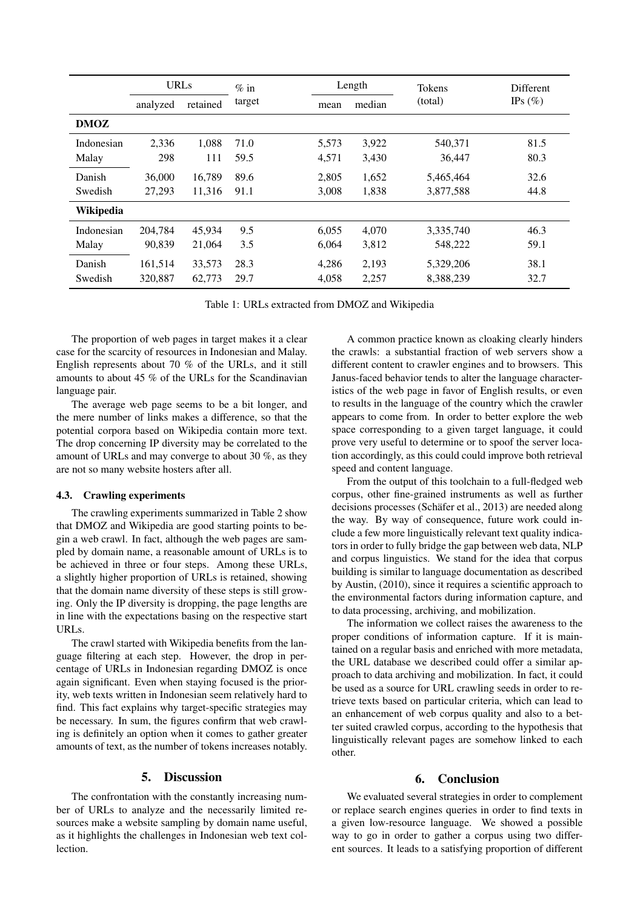| | URLs | | % in target | Length | | Tokens (total) | Different IPs (%) |
|---|---|---|---|---|---|---|---|
| | analyzed | retained | | mean | median | | |
| **DMOZ** | | | | | | | |
| Indonesian | 2,336 | 1,088 | 71.0 | 5,573 | 3,922 | 540,371 | 81.5 |
| Malay | 298 | 111 | 59.5 | 4,571 | 3,430 | 36,447 | 80.3 |
| Danish | 36,000 | 16,789 | 89.6 | 2,805 | 1,652 | 5,465,464 | 32.6 |
| Swedish | 27,293 | 11,316 | 91.1 | 3,008 | 1,838 | 3,877,588 | 44.8 |
| **Wikipedia** | | | | | | | |
| Indonesian | 204,784 | 45,934 | 9.5 | 6,055 | 4,070 | 3,335,740 | 46.3 |
| Malay | 90,839 | 21,064 | 3.5 | 6,064 | 3,812 | 548,222 | 59.1 |
| Danish | 161,514 | 33,573 | 28.3 | 4,286 | 2,193 | 5,329,206 | 38.1 |
| Swedish | 320,887 | 62,773 | 29.7 | 4,058 | 2,257 | 8,388,239 | 32.7 |

Table 1: URLs extracted from DMOZ and Wikipedia

The proportion of web pages in target makes it a clear case for the scarcity of resources in Indonesian and Malay. English represents about 70 % of the URLs, and it still amounts to about 45 % of the URLs for the Scandinavian language pair.

The average web page seems to be a bit longer, and the mere number of links makes a difference, so that the potential corpora based on Wikipedia contain more text. The drop concerning IP diversity may be correlated to the amount of URLs and may converge to about 30 %, as they are not so many website hosters after all.

### 4.3. Crawling experiments

The crawling experiments summarized in Table 2 show that DMOZ and Wikipedia are good starting points to begin a web crawl. In fact, although the web pages are sampled by domain name, a reasonable amount of URLs is to be achieved in three or four steps. Among these URLs, a slightly higher proportion of URLs is retained, showing that the domain name diversity of these steps is still growing. Only the IP diversity is dropping, the page lengths are in line with the expectations basing on the respective start URLs.

The crawl started with Wikipedia benefits from the language filtering at each step. However, the drop in percentage of URLs in Indonesian regarding DMOZ is once again significant. Even when staying focused is the priority, web texts written in Indonesian seem relatively hard to find. This fact explains why target-specific strategies may be necessary. In sum, the figures confirm that web crawling is definitely an option when it comes to gather greater amounts of text, as the number of tokens increases notably.

## 5. Discussion

The confrontation with the constantly increasing number of URLs to analyze and the necessarily limited resources make a website sampling by domain name useful, as it highlights the challenges in Indonesian web text collection.

A common practice known as cloaking clearly hinders the crawls: a substantial fraction of web servers show a different content to crawler engines and to browsers. This Janus-faced behavior tends to alter the language characteristics of the web page in favor of English results, or even to results in the language of the country which the crawler appears to come from. In order to better explore the web space corresponding to a given target language, it could prove very useful to determine or to spoof the server location accordingly, as this could could improve both retrieval speed and content language.

From the output of this toolchain to a full-fledged web corpus, other fine-grained instruments as well as further decisions processes (Schäfer et al., 2013) are needed along the way. By way of consequence, future work could include a few more linguistically relevant text quality indicators in order to fully bridge the gap between web data, NLP and corpus linguistics. We stand for the idea that corpus building is similar to language documentation as described by Austin, (2010), since it requires a scientific approach to the environmental factors during information capture, and to data processing, archiving, and mobilization.

The information we collect raises the awareness to the proper conditions of information capture. If it is maintained on a regular basis and enriched with more metadata, the URL database we described could offer a similar approach to data archiving and mobilization. In fact, it could be used as a source for URL crawling seeds in order to retrieve texts based on particular criteria, which can lead to an enhancement of web corpus quality and also to a better suited crawled corpus, according to the hypothesis that linguistically relevant pages are somehow linked to each other.

## 6. Conclusion

We evaluated several strategies in order to complement or replace search engines queries in order to find texts in a given low-resource language. We showed a possible way to go in order to gather a corpus using two different sources. It leads to a satisfying proportion of different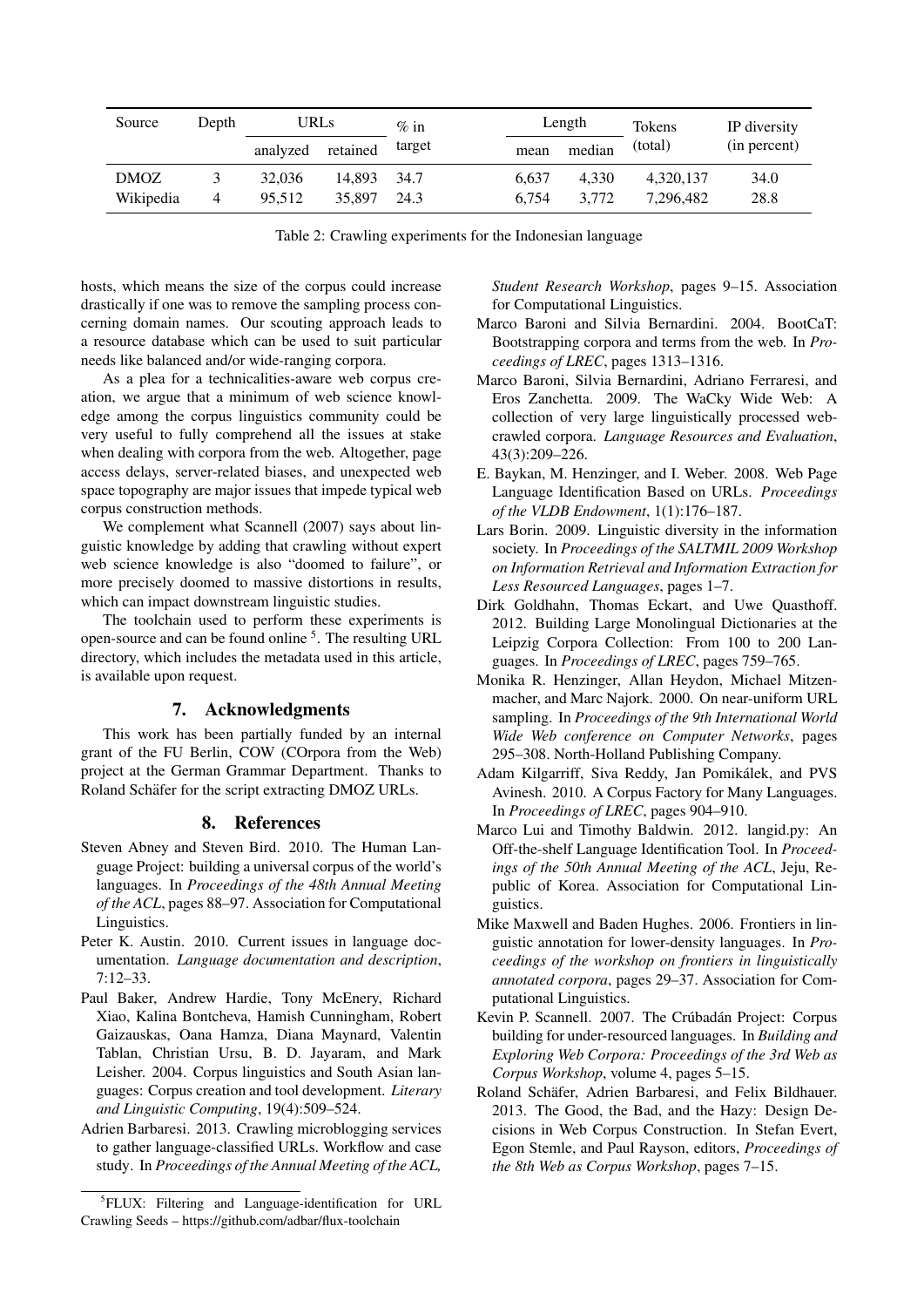| Source | Depth | URLs | | % in target | Length | | Tokens (total) | IP diversity (in percent) |
|---|---|---|---|---|---|---|---|---|
| | | analyzed | retained | | mean | median | | |
| DMOZ | 3 | 32,036 | 14,893 | 34.7 | 6,637 | 4,330 | 4,320,137 | 34.0 |
| Wikipedia | 4 | 95,512 | 35,897 | 24.3 | 6,754 | 3,772 | 7,296,482 | 28.8 |

Table 2: Crawling experiments for the Indonesian language

hosts, which means the size of the corpus could increase drastically if one was to remove the sampling process concerning domain names. Our scouting approach leads to a resource database which can be used to suit particular needs like balanced and/or wide-ranging corpora.

As a plea for a technicalities-aware web corpus creation, we argue that a minimum of web science knowledge among the corpus linguistics community could be very useful to fully comprehend all the issues at stake when dealing with corpora from the web. Altogether, page access delays, server-related biases, and unexpected web space topography are major issues that impede typical web corpus construction methods.

We complement what Scannell (2007) says about linguistic knowledge by adding that crawling without expert web science knowledge is also "doomed to failure", or more precisely doomed to massive distortions in results, which can impact downstream linguistic studies.

The toolchain used to perform these experiments is open-source and can be found online [5]. The resulting URL directory, which includes the metadata used in this article, is available upon request.

## 7. Acknowledgments

This work has been partially funded by an internal grant of the FU Berlin, COW (COrpora from the Web) project at the German Grammar Department. Thanks to Roland Schäfer for the script extracting DMOZ URLs.

## 8. References

Steven Abney and Steven Bird. 2010. The Human Language Project: building a universal corpus of the world's languages. In *Proceedings of the 48th Annual Meeting of the ACL*, pages 88–97. Association for Computational Linguistics.

Peter K. Austin. 2010. Current issues in language documentation. *Language documentation and description*, 7:12–33.

Paul Baker, Andrew Hardie, Tony McEnery, Richard Xiao, Kalina Bontcheva, Hamish Cunningham, Robert Gaizauskas, Oana Hamza, Diana Maynard, Valentin Tablan, Christian Ursu, B. D. Jayaram, and Mark Leisher. 2004. Corpus linguistics and South Asian languages: Corpus creation and tool development. *Literary and Linguistic Computing*, 19(4):509–524.

Adrien Barbaresi. 2013. Crawling microblogging services to gather language-classified URLs. Workflow and case study. In *Proceedings of the Annual Meeting of the ACL, Student Research Workshop*, pages 9–15. Association for Computational Linguistics.

Marco Baroni and Silvia Bernardini. 2004. BootCaT: Bootstrapping corpora and terms from the web. In *Proceedings of LREC*, pages 1313–1316.

Marco Baroni, Silvia Bernardini, Adriano Ferraresi, and Eros Zanchetta. 2009. The WaCky Wide Web: A collection of very large linguistically processed web-crawled corpora. *Language Resources and Evaluation*, 43(3):209–226.

E. Baykan, M. Henzinger, and I. Weber. 2008. Web Page Language Identification Based on URLs. *Proceedings of the VLDB Endowment*, 1(1):176–187.

Lars Borin. 2009. Linguistic diversity in the information society. In *Proceedings of the SALTMIL 2009 Workshop on Information Retrieval and Information Extraction for Less Resourced Languages*, pages 1–7.

Dirk Goldhahn, Thomas Eckart, and Uwe Quasthoff. 2012. Building Large Monolingual Dictionaries at the Leipzig Corpora Collection: From 100 to 200 Languages. In *Proceedings of LREC*, pages 759–765.

Monika R. Henzinger, Allan Heydon, Michael Mitzenmacher, and Marc Najork. 2000. On near-uniform URL sampling. In *Proceedings of the 9th International World Wide Web conference on Computer Networks*, pages 295–308. North-Holland Publishing Company.

Adam Kilgarriff, Siva Reddy, Jan Pomikálek, and PVS Avinesh. 2010. A Corpus Factory for Many Languages. In *Proceedings of LREC*, pages 904–910.

Marco Lui and Timothy Baldwin. 2012. langid.py: An Off-the-shelf Language Identification Tool. In *Proceedings of the 50th Annual Meeting of the ACL*, Jeju, Republic of Korea. Association for Computational Linguistics.

Mike Maxwell and Baden Hughes. 2006. Frontiers in linguistic annotation for lower-density languages. In *Proceedings of the workshop on frontiers in linguistically annotated corpora*, pages 29–37. Association for Computational Linguistics.

Kevin P. Scannell. 2007. The Crúbadán Project: Corpus building for under-resourced languages. In *Building and Exploring Web Corpora: Proceedings of the 3rd Web as Corpus Workshop*, volume 4, pages 5–15.

Roland Schäfer, Adrien Barbaresi, and Felix Bildhauer. 2013. The Good, the Bad, and the Hazy: Design Decisions in Web Corpus Construction. In Stefan Evert, Egon Stemle, and Paul Rayson, editors, *Proceedings of the 8th Web as Corpus Workshop*, pages 7–15.

[5] FLUX: Filtering and Language-identification for URL Crawling Seeds – https://github.com/adbar/flux-toolchain